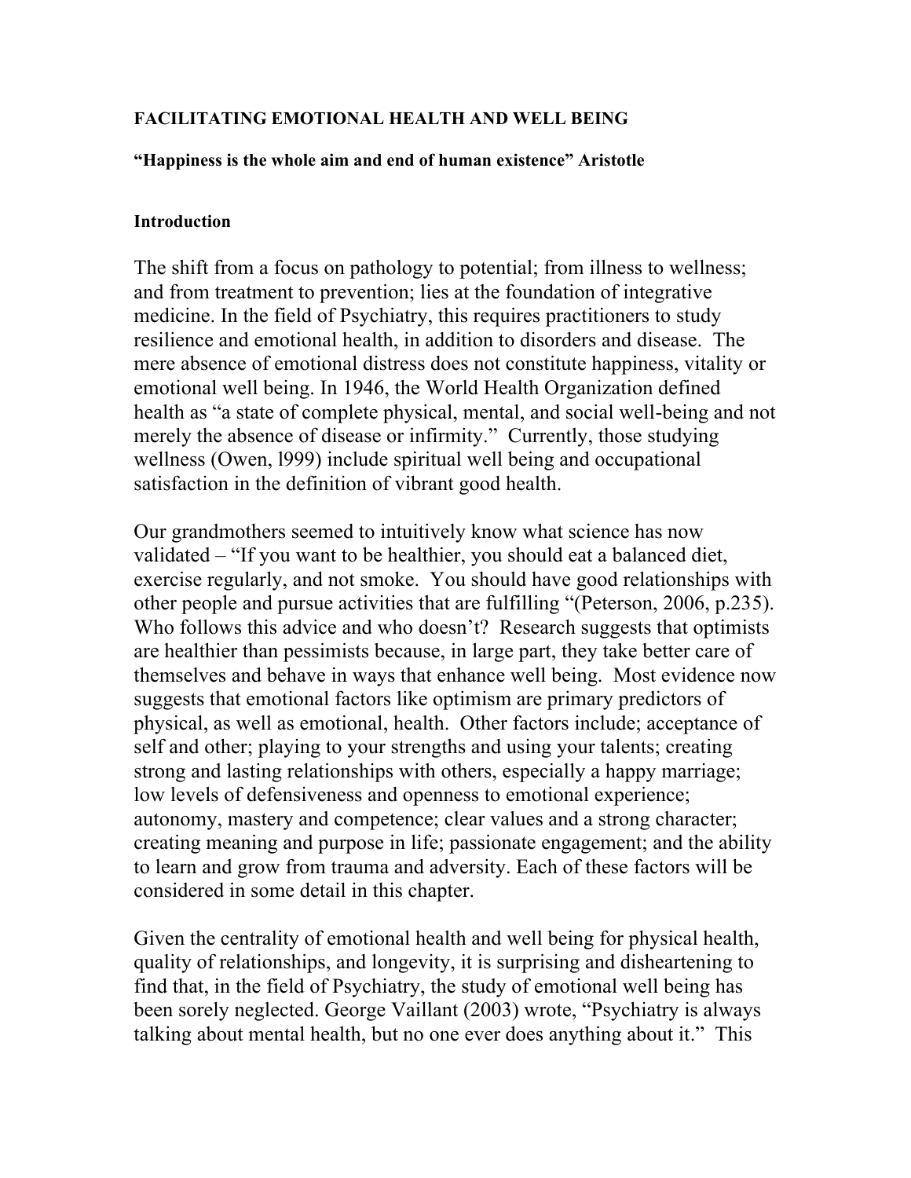# FACILITATING EMOTIONAL HEALTH AND WELL BEING

**"Happiness is the whole aim and end of human existence" Aristotle**

## Introduction

The shift from a focus on pathology to potential; from illness to wellness; and from treatment to prevention; lies at the foundation of integrative medicine. In the field of Psychiatry, this requires practitioners to study resilience and emotional health, in addition to disorders and disease. The mere absence of emotional distress does not constitute happiness, vitality or emotional well being. In 1946, the World Health Organization defined health as "a state of complete physical, mental, and social well-being and not merely the absence of disease or infirmity." Currently, those studying wellness (Owen, l999) include spiritual well being and occupational satisfaction in the definition of vibrant good health.

Our grandmothers seemed to intuitively know what science has now validated – "If you want to be healthier, you should eat a balanced diet, exercise regularly, and not smoke. You should have good relationships with other people and pursue activities that are fulfilling "(Peterson, 2006, p.235). Who follows this advice and who doesn't? Research suggests that optimists are healthier than pessimists because, in large part, they take better care of themselves and behave in ways that enhance well being. Most evidence now suggests that emotional factors like optimism are primary predictors of physical, as well as emotional, health. Other factors include; acceptance of self and other; playing to your strengths and using your talents; creating strong and lasting relationships with others, especially a happy marriage; low levels of defensiveness and openness to emotional experience; autonomy, mastery and competence; clear values and a strong character; creating meaning and purpose in life; passionate engagement; and the ability to learn and grow from trauma and adversity. Each of these factors will be considered in some detail in this chapter.

Given the centrality of emotional health and well being for physical health, quality of relationships, and longevity, it is surprising and disheartening to find that, in the field of Psychiatry, the study of emotional well being has been sorely neglected. George Vaillant (2003) wrote, "Psychiatry is always talking about mental health, but no one ever does anything about it." This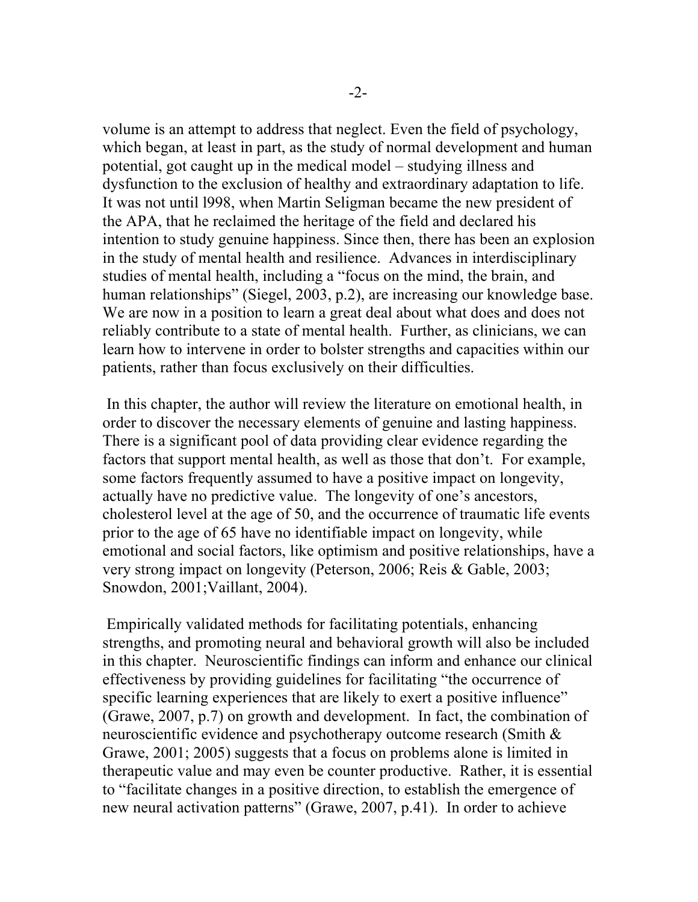volume is an attempt to address that neglect. Even the field of psychology, which began, at least in part, as the study of normal development and human potential, got caught up in the medical model – studying illness and dysfunction to the exclusion of healthy and extraordinary adaptation to life. It was not until l998, when Martin Seligman became the new president of the APA, that he reclaimed the heritage of the field and declared his intention to study genuine happiness. Since then, there has been an explosion in the study of mental health and resilience. Advances in interdisciplinary studies of mental health, including a "focus on the mind, the brain, and human relationships" (Siegel, 2003, p.2), are increasing our knowledge base. We are now in a position to learn a great deal about what does and does not reliably contribute to a state of mental health. Further, as clinicians, we can learn how to intervene in order to bolster strengths and capacities within our patients, rather than focus exclusively on their difficulties.

In this chapter, the author will review the literature on emotional health, in order to discover the necessary elements of genuine and lasting happiness. There is a significant pool of data providing clear evidence regarding the factors that support mental health, as well as those that don't. For example, some factors frequently assumed to have a positive impact on longevity, actually have no predictive value. The longevity of one's ancestors, cholesterol level at the age of 50, and the occurrence of traumatic life events prior to the age of 65 have no identifiable impact on longevity, while emotional and social factors, like optimism and positive relationships, have a very strong impact on longevity (Peterson, 2006; Reis & Gable, 2003; Snowdon, 2001;Vaillant, 2004).

Empirically validated methods for facilitating potentials, enhancing strengths, and promoting neural and behavioral growth will also be included in this chapter. Neuroscientific findings can inform and enhance our clinical effectiveness by providing guidelines for facilitating "the occurrence of specific learning experiences that are likely to exert a positive influence" (Grawe, 2007, p.7) on growth and development. In fact, the combination of neuroscientific evidence and psychotherapy outcome research (Smith & Grawe, 2001; 2005) suggests that a focus on problems alone is limited in therapeutic value and may even be counter productive. Rather, it is essential to "facilitate changes in a positive direction, to establish the emergence of new neural activation patterns" (Grawe, 2007, p.41). In order to achieve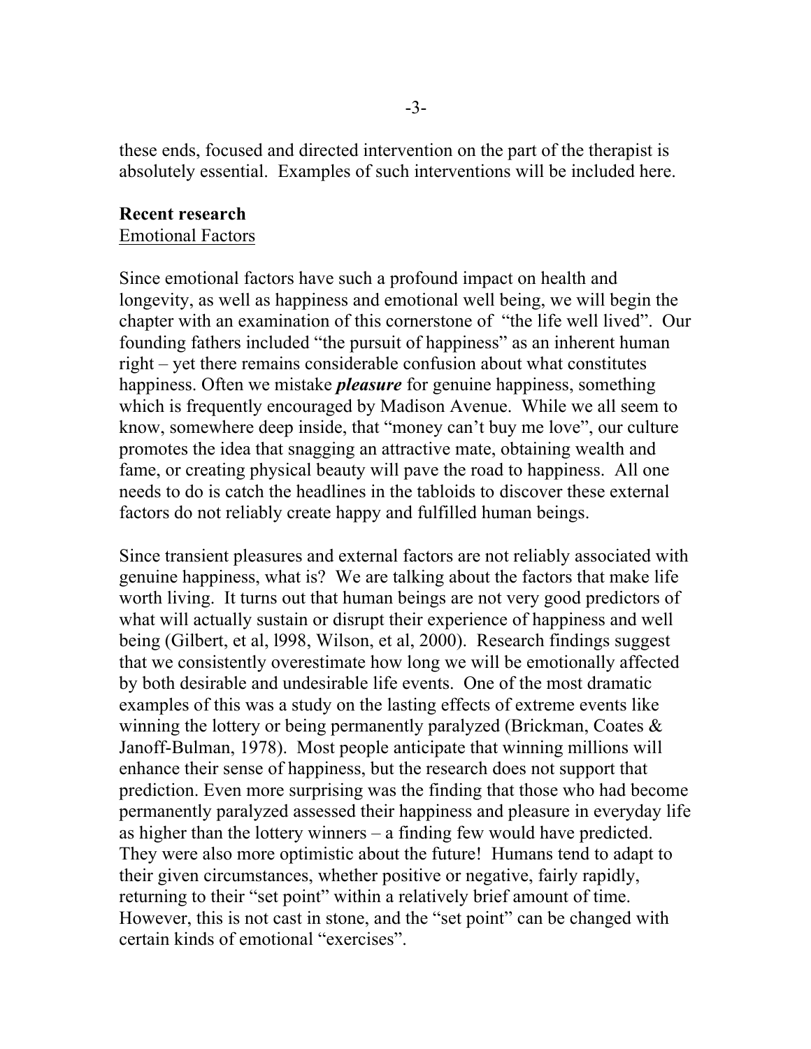these ends, focused and directed intervention on the part of the therapist is absolutely essential. Examples of such interventions will be included here.

## Recent research

### Emotional Factors

Since emotional factors have such a profound impact on health and longevity, as well as happiness and emotional well being, we will begin the chapter with an examination of this cornerstone of "the life well lived". Our founding fathers included "the pursuit of happiness" as an inherent human right – yet there remains considerable confusion about what constitutes happiness. Often we mistake ***pleasure*** for genuine happiness, something which is frequently encouraged by Madison Avenue. While we all seem to know, somewhere deep inside, that "money can't buy me love", our culture promotes the idea that snagging an attractive mate, obtaining wealth and fame, or creating physical beauty will pave the road to happiness. All one needs to do is catch the headlines in the tabloids to discover these external factors do not reliably create happy and fulfilled human beings.

Since transient pleasures and external factors are not reliably associated with genuine happiness, what is? We are talking about the factors that make life worth living. It turns out that human beings are not very good predictors of what will actually sustain or disrupt their experience of happiness and well being (Gilbert, et al, l998, Wilson, et al, 2000). Research findings suggest that we consistently overestimate how long we will be emotionally affected by both desirable and undesirable life events. One of the most dramatic examples of this was a study on the lasting effects of extreme events like winning the lottery or being permanently paralyzed (Brickman, Coates & Janoff-Bulman, 1978). Most people anticipate that winning millions will enhance their sense of happiness, but the research does not support that prediction. Even more surprising was the finding that those who had become permanently paralyzed assessed their happiness and pleasure in everyday life as higher than the lottery winners – a finding few would have predicted. They were also more optimistic about the future! Humans tend to adapt to their given circumstances, whether positive or negative, fairly rapidly, returning to their "set point" within a relatively brief amount of time. However, this is not cast in stone, and the "set point" can be changed with certain kinds of emotional "exercises".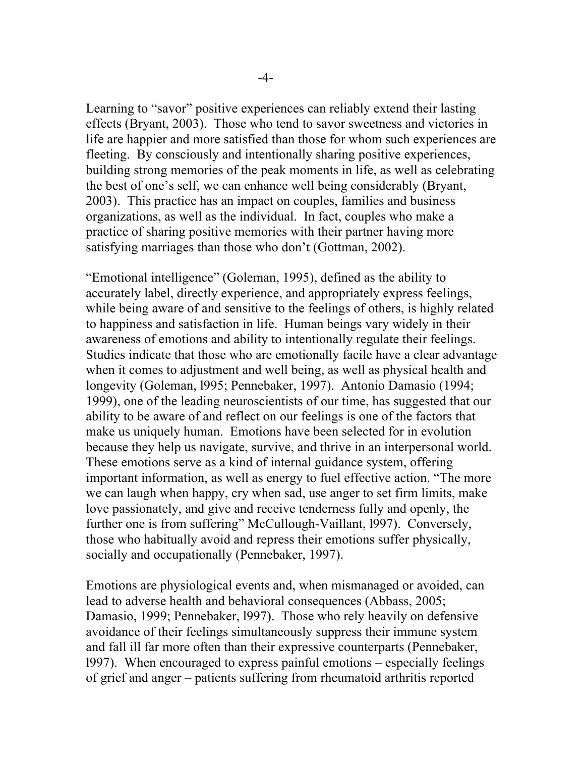Learning to "savor" positive experiences can reliably extend their lasting effects (Bryant, 2003). Those who tend to savor sweetness and victories in life are happier and more satisfied than those for whom such experiences are fleeting. By consciously and intentionally sharing positive experiences, building strong memories of the peak moments in life, as well as celebrating the best of one's self, we can enhance well being considerably (Bryant, 2003). This practice has an impact on couples, families and business organizations, as well as the individual. In fact, couples who make a practice of sharing positive memories with their partner having more satisfying marriages than those who don't (Gottman, 2002).

"Emotional intelligence" (Goleman, 1995), defined as the ability to accurately label, directly experience, and appropriately express feelings, while being aware of and sensitive to the feelings of others, is highly related to happiness and satisfaction in life. Human beings vary widely in their awareness of emotions and ability to intentionally regulate their feelings. Studies indicate that those who are emotionally facile have a clear advantage when it comes to adjustment and well being, as well as physical health and longevity (Goleman, l995; Pennebaker, 1997). Antonio Damasio (1994; 1999), one of the leading neuroscientists of our time, has suggested that our ability to be aware of and reflect on our feelings is one of the factors that make us uniquely human. Emotions have been selected for in evolution because they help us navigate, survive, and thrive in an interpersonal world. These emotions serve as a kind of internal guidance system, offering important information, as well as energy to fuel effective action. "The more we can laugh when happy, cry when sad, use anger to set firm limits, make love passionately, and give and receive tenderness fully and openly, the further one is from suffering" McCullough-Vaillant, l997). Conversely, those who habitually avoid and repress their emotions suffer physically, socially and occupationally (Pennebaker, 1997).

Emotions are physiological events and, when mismanaged or avoided, can lead to adverse health and behavioral consequences (Abbass, 2005; Damasio, 1999; Pennebaker, l997). Those who rely heavily on defensive avoidance of their feelings simultaneously suppress their immune system and fall ill far more often than their expressive counterparts (Pennebaker, l997). When encouraged to express painful emotions – especially feelings of grief and anger – patients suffering from rheumatoid arthritis reported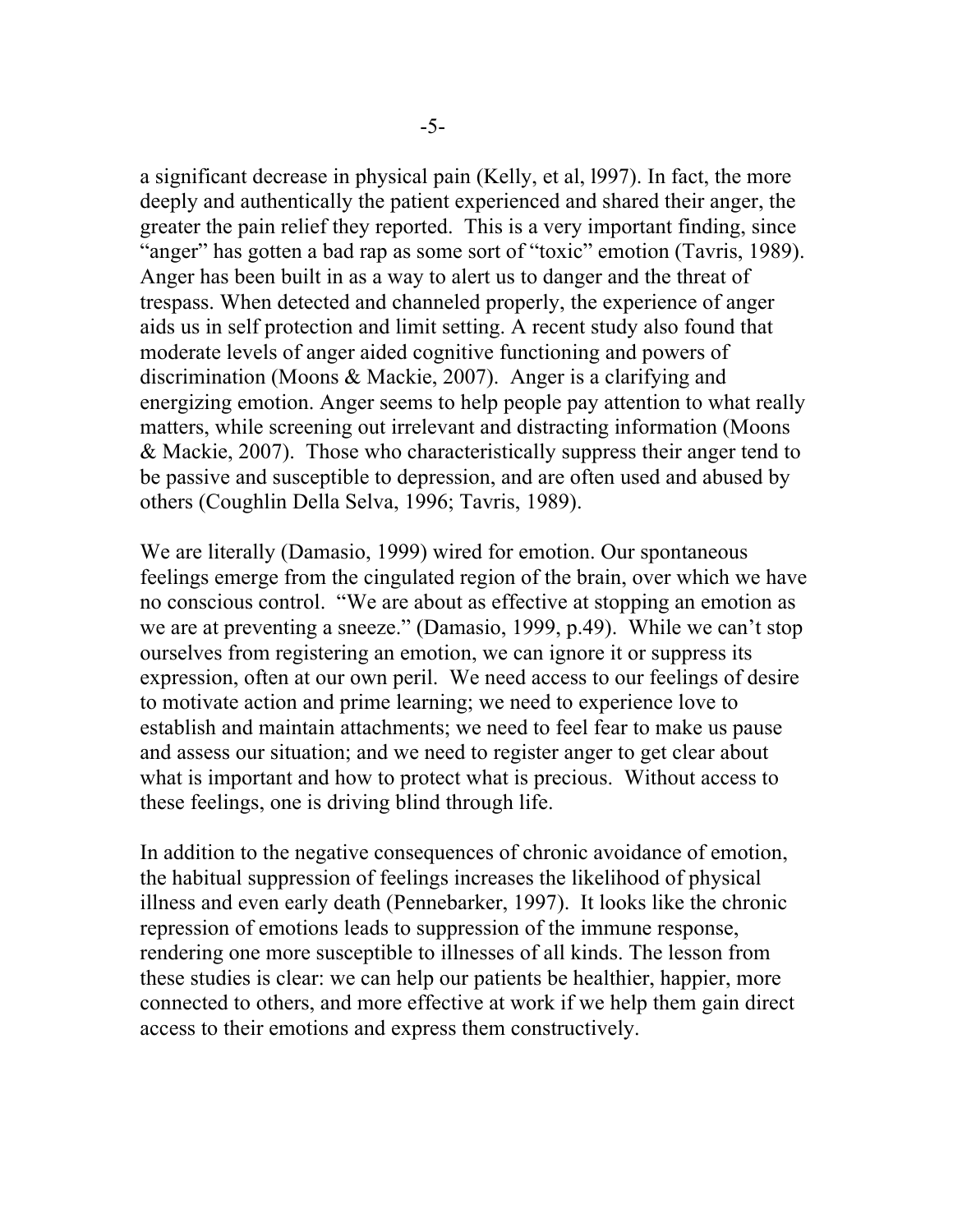a significant decrease in physical pain (Kelly, et al, l997). In fact, the more deeply and authentically the patient experienced and shared their anger, the greater the pain relief they reported. This is a very important finding, since "anger" has gotten a bad rap as some sort of "toxic" emotion (Tavris, 1989). Anger has been built in as a way to alert us to danger and the threat of trespass. When detected and channeled properly, the experience of anger aids us in self protection and limit setting. A recent study also found that moderate levels of anger aided cognitive functioning and powers of discrimination (Moons & Mackie, 2007). Anger is a clarifying and energizing emotion. Anger seems to help people pay attention to what really matters, while screening out irrelevant and distracting information (Moons & Mackie, 2007). Those who characteristically suppress their anger tend to be passive and susceptible to depression, and are often used and abused by others (Coughlin Della Selva, 1996; Tavris, 1989).

We are literally (Damasio, 1999) wired for emotion. Our spontaneous feelings emerge from the cingulated region of the brain, over which we have no conscious control. "We are about as effective at stopping an emotion as we are at preventing a sneeze." (Damasio, 1999, p.49). While we can't stop ourselves from registering an emotion, we can ignore it or suppress its expression, often at our own peril. We need access to our feelings of desire to motivate action and prime learning; we need to experience love to establish and maintain attachments; we need to feel fear to make us pause and assess our situation; and we need to register anger to get clear about what is important and how to protect what is precious. Without access to these feelings, one is driving blind through life.

In addition to the negative consequences of chronic avoidance of emotion, the habitual suppression of feelings increases the likelihood of physical illness and even early death (Pennebarker, 1997). It looks like the chronic repression of emotions leads to suppression of the immune response, rendering one more susceptible to illnesses of all kinds. The lesson from these studies is clear: we can help our patients be healthier, happier, more connected to others, and more effective at work if we help them gain direct access to their emotions and express them constructively.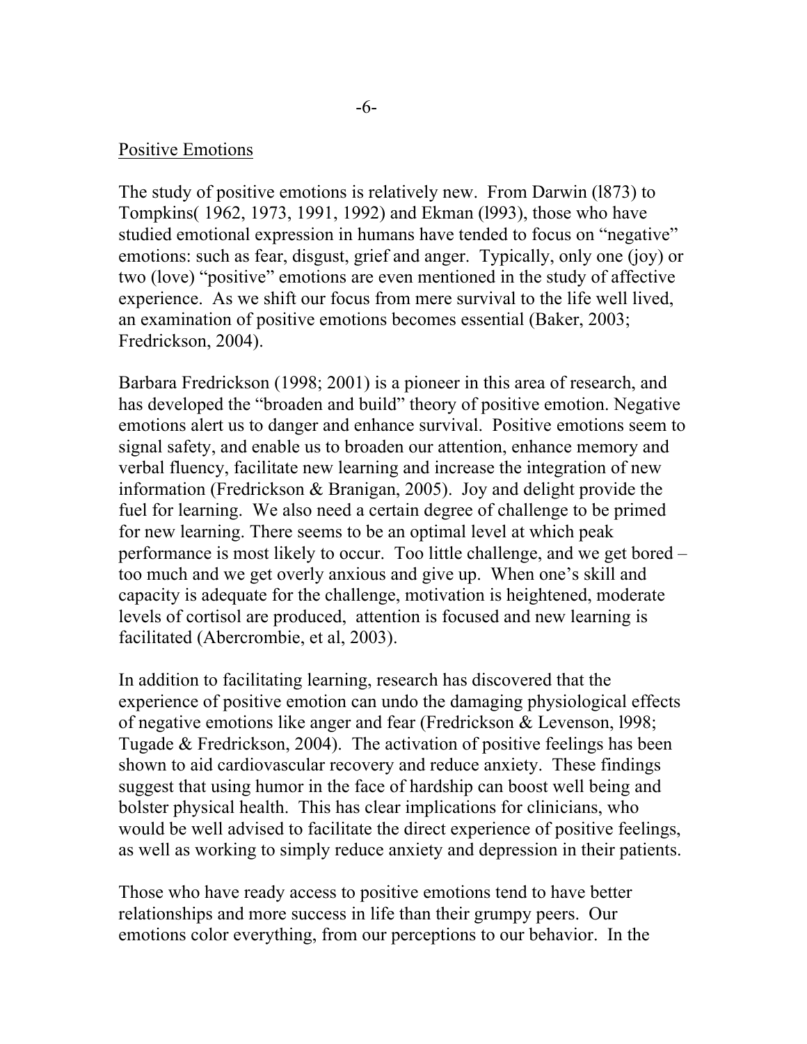## Positive Emotions

The study of positive emotions is relatively new. From Darwin (l873) to Tompkins( 1962, 1973, 1991, 1992) and Ekman (l993), those who have studied emotional expression in humans have tended to focus on "negative" emotions: such as fear, disgust, grief and anger. Typically, only one (joy) or two (love) "positive" emotions are even mentioned in the study of affective experience. As we shift our focus from mere survival to the life well lived, an examination of positive emotions becomes essential (Baker, 2003; Fredrickson, 2004).

Barbara Fredrickson (1998; 2001) is a pioneer in this area of research, and has developed the "broaden and build" theory of positive emotion. Negative emotions alert us to danger and enhance survival. Positive emotions seem to signal safety, and enable us to broaden our attention, enhance memory and verbal fluency, facilitate new learning and increase the integration of new information (Fredrickson & Branigan, 2005). Joy and delight provide the fuel for learning. We also need a certain degree of challenge to be primed for new learning. There seems to be an optimal level at which peak performance is most likely to occur. Too little challenge, and we get bored – too much and we get overly anxious and give up. When one's skill and capacity is adequate for the challenge, motivation is heightened, moderate levels of cortisol are produced, attention is focused and new learning is facilitated (Abercrombie, et al, 2003).

In addition to facilitating learning, research has discovered that the experience of positive emotion can undo the damaging physiological effects of negative emotions like anger and fear (Fredrickson & Levenson, l998; Tugade & Fredrickson, 2004). The activation of positive feelings has been shown to aid cardiovascular recovery and reduce anxiety. These findings suggest that using humor in the face of hardship can boost well being and bolster physical health. This has clear implications for clinicians, who would be well advised to facilitate the direct experience of positive feelings, as well as working to simply reduce anxiety and depression in their patients.

Those who have ready access to positive emotions tend to have better relationships and more success in life than their grumpy peers. Our emotions color everything, from our perceptions to our behavior. In the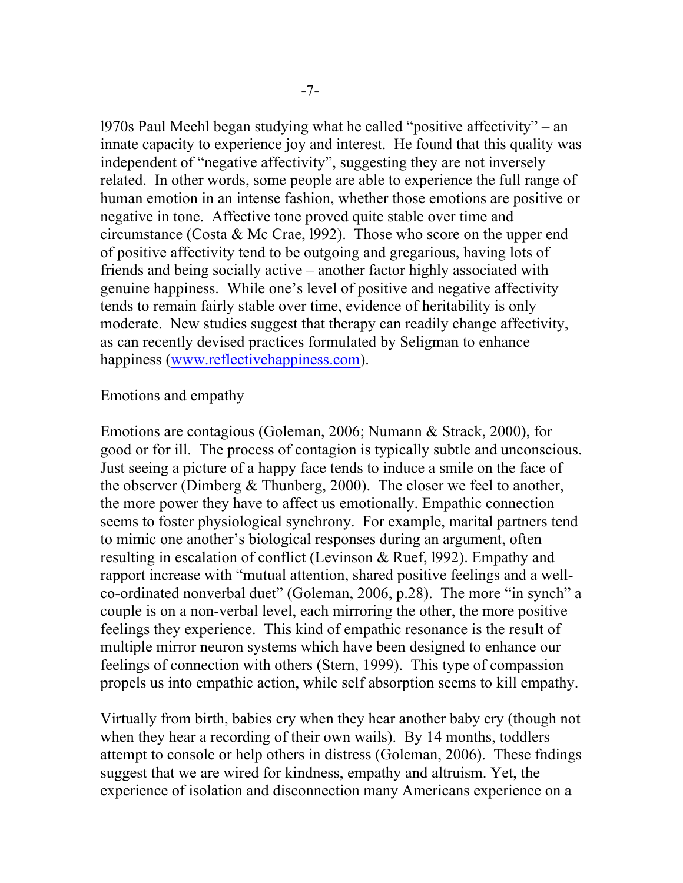l970s Paul Meehl began studying what he called "positive affectivity" – an innate capacity to experience joy and interest. He found that this quality was independent of "negative affectivity", suggesting they are not inversely related. In other words, some people are able to experience the full range of human emotion in an intense fashion, whether those emotions are positive or negative in tone. Affective tone proved quite stable over time and circumstance (Costa & Mc Crae, l992). Those who score on the upper end of positive affectivity tend to be outgoing and gregarious, having lots of friends and being socially active – another factor highly associated with genuine happiness. While one's level of positive and negative affectivity tends to remain fairly stable over time, evidence of heritability is only moderate. New studies suggest that therapy can readily change affectivity, as can recently devised practices formulated by Seligman to enhance happiness (www.reflectivehappiness.com).

Emotions and empathy

Emotions are contagious (Goleman, 2006; Numann & Strack, 2000), for good or for ill. The process of contagion is typically subtle and unconscious. Just seeing a picture of a happy face tends to induce a smile on the face of the observer (Dimberg & Thunberg, 2000). The closer we feel to another, the more power they have to affect us emotionally. Empathic connection seems to foster physiological synchrony. For example, marital partners tend to mimic one another's biological responses during an argument, often resulting in escalation of conflict (Levinson & Ruef, l992). Empathy and rapport increase with "mutual attention, shared positive feelings and a well-co-ordinated nonverbal duet" (Goleman, 2006, p.28). The more "in synch" a couple is on a non-verbal level, each mirroring the other, the more positive feelings they experience. This kind of empathic resonance is the result of multiple mirror neuron systems which have been designed to enhance our feelings of connection with others (Stern, 1999). This type of compassion propels us into empathic action, while self absorption seems to kill empathy.

Virtually from birth, babies cry when they hear another baby cry (though not when they hear a recording of their own wails). By 14 months, toddlers attempt to console or help others in distress (Goleman, 2006). These fndings suggest that we are wired for kindness, empathy and altruism. Yet, the experience of isolation and disconnection many Americans experience on a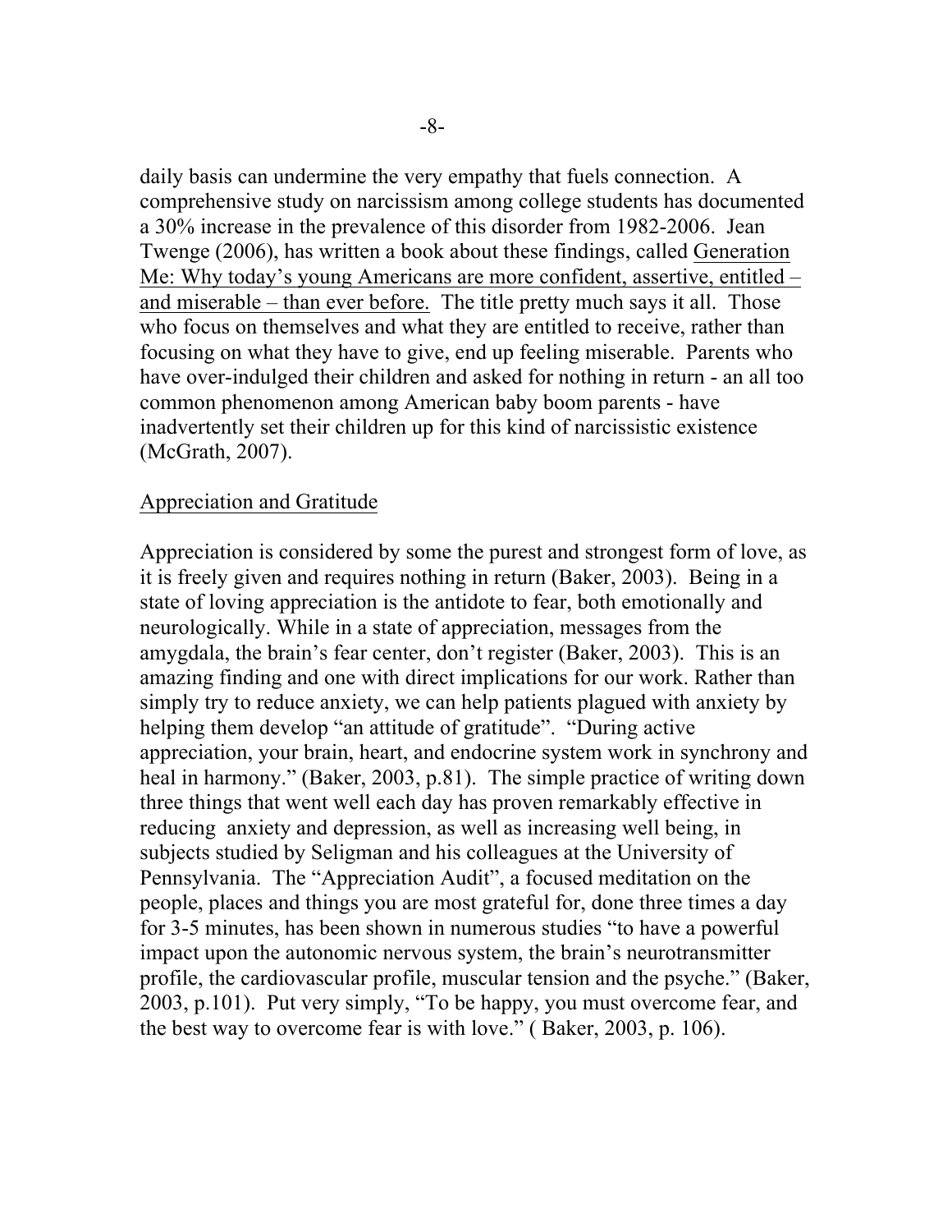daily basis can undermine the very empathy that fuels connection. A comprehensive study on narcissism among college students has documented a 30% increase in the prevalence of this disorder from 1982-2006. Jean Twenge (2006), has written a book about these findings, called Generation Me: Why today's young Americans are more confident, assertive, entitled – and miserable – than ever before. The title pretty much says it all. Those who focus on themselves and what they are entitled to receive, rather than focusing on what they have to give, end up feeling miserable. Parents who have over-indulged their children and asked for nothing in return - an all too common phenomenon among American baby boom parents - have inadvertently set their children up for this kind of narcissistic existence (McGrath, 2007).

## Appreciation and Gratitude

Appreciation is considered by some the purest and strongest form of love, as it is freely given and requires nothing in return (Baker, 2003). Being in a state of loving appreciation is the antidote to fear, both emotionally and neurologically. While in a state of appreciation, messages from the amygdala, the brain's fear center, don't register (Baker, 2003). This is an amazing finding and one with direct implications for our work. Rather than simply try to reduce anxiety, we can help patients plagued with anxiety by helping them develop "an attitude of gratitude". "During active appreciation, your brain, heart, and endocrine system work in synchrony and heal in harmony." (Baker, 2003, p.81). The simple practice of writing down three things that went well each day has proven remarkably effective in reducing anxiety and depression, as well as increasing well being, in subjects studied by Seligman and his colleagues at the University of Pennsylvania. The "Appreciation Audit", a focused meditation on the people, places and things you are most grateful for, done three times a day for 3-5 minutes, has been shown in numerous studies "to have a powerful impact upon the autonomic nervous system, the brain's neurotransmitter profile, the cardiovascular profile, muscular tension and the psyche." (Baker, 2003, p.101). Put very simply, "To be happy, you must overcome fear, and the best way to overcome fear is with love." ( Baker, 2003, p. 106).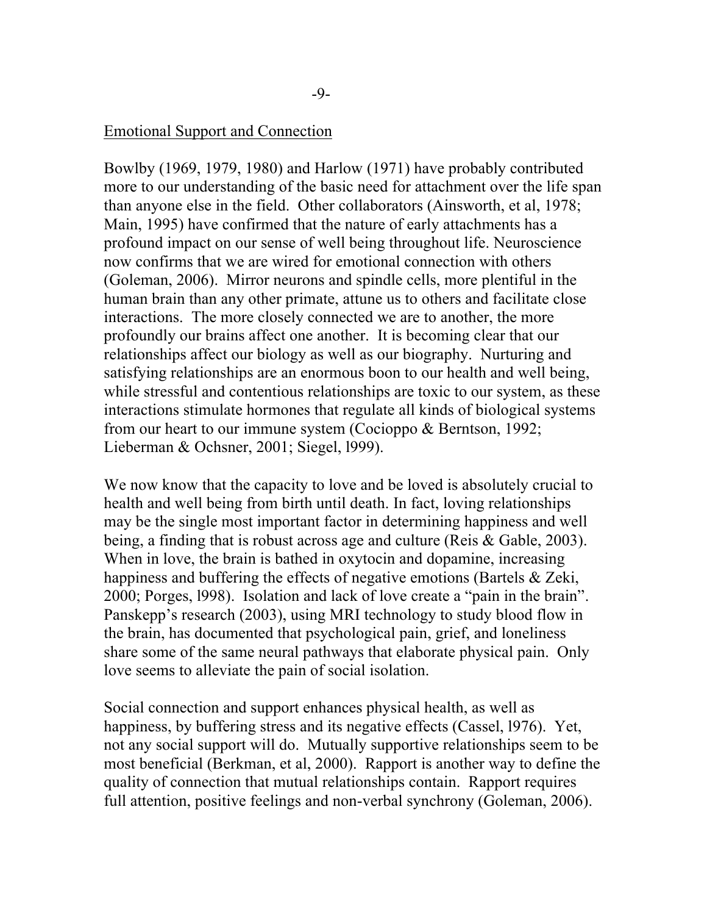<u>Emotional Support and Connection</u>

Bowlby (1969, 1979, 1980) and Harlow (1971) have probably contributed more to our understanding of the basic need for attachment over the life span than anyone else in the field. Other collaborators (Ainsworth, et al, 1978; Main, 1995) have confirmed that the nature of early attachments has a profound impact on our sense of well being throughout life. Neuroscience now confirms that we are wired for emotional connection with others (Goleman, 2006). Mirror neurons and spindle cells, more plentiful in the human brain than any other primate, attune us to others and facilitate close interactions. The more closely connected we are to another, the more profoundly our brains affect one another. It is becoming clear that our relationships affect our biology as well as our biography. Nurturing and satisfying relationships are an enormous boon to our health and well being, while stressful and contentious relationships are toxic to our system, as these interactions stimulate hormones that regulate all kinds of biological systems from our heart to our immune system (Cocioppo & Berntson, 1992; Lieberman & Ochsner, 2001; Siegel, l999).

We now know that the capacity to love and be loved is absolutely crucial to health and well being from birth until death. In fact, loving relationships may be the single most important factor in determining happiness and well being, a finding that is robust across age and culture (Reis & Gable, 2003). When in love, the brain is bathed in oxytocin and dopamine, increasing happiness and buffering the effects of negative emotions (Bartels & Zeki, 2000; Porges, l998). Isolation and lack of love create a "pain in the brain". Panskepp's research (2003), using MRI technology to study blood flow in the brain, has documented that psychological pain, grief, and loneliness share some of the same neural pathways that elaborate physical pain. Only love seems to alleviate the pain of social isolation.

Social connection and support enhances physical health, as well as happiness, by buffering stress and its negative effects (Cassel, l976). Yet, not any social support will do. Mutually supportive relationships seem to be most beneficial (Berkman, et al, 2000). Rapport is another way to define the quality of connection that mutual relationships contain. Rapport requires full attention, positive feelings and non-verbal synchrony (Goleman, 2006).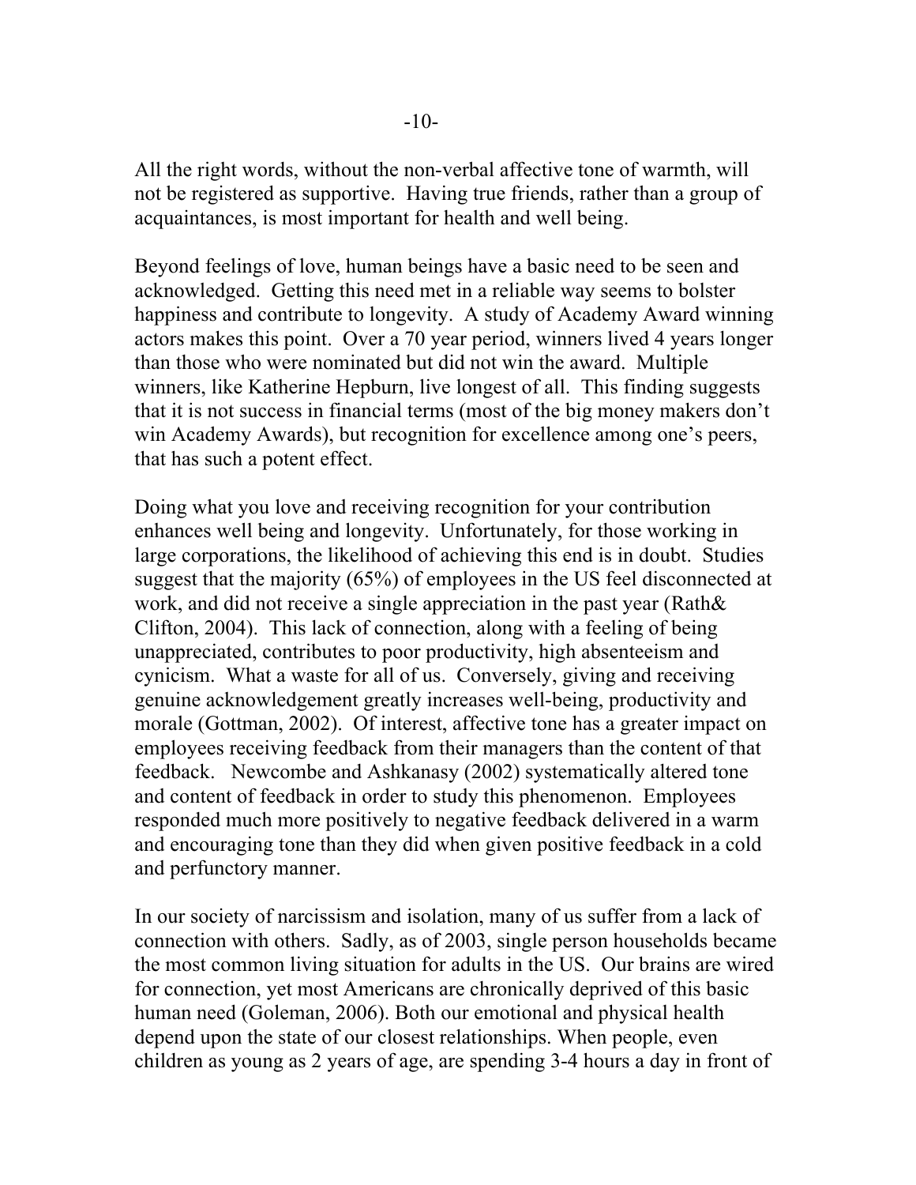All the right words, without the non-verbal affective tone of warmth, will not be registered as supportive. Having true friends, rather than a group of acquaintances, is most important for health and well being.

Beyond feelings of love, human beings have a basic need to be seen and acknowledged. Getting this need met in a reliable way seems to bolster happiness and contribute to longevity. A study of Academy Award winning actors makes this point. Over a 70 year period, winners lived 4 years longer than those who were nominated but did not win the award. Multiple winners, like Katherine Hepburn, live longest of all. This finding suggests that it is not success in financial terms (most of the big money makers don't win Academy Awards), but recognition for excellence among one's peers, that has such a potent effect.

Doing what you love and receiving recognition for your contribution enhances well being and longevity. Unfortunately, for those working in large corporations, the likelihood of achieving this end is in doubt. Studies suggest that the majority (65%) of employees in the US feel disconnected at work, and did not receive a single appreciation in the past year (Rath& Clifton, 2004). This lack of connection, along with a feeling of being unappreciated, contributes to poor productivity, high absenteeism and cynicism. What a waste for all of us. Conversely, giving and receiving genuine acknowledgement greatly increases well-being, productivity and morale (Gottman, 2002). Of interest, affective tone has a greater impact on employees receiving feedback from their managers than the content of that feedback. Newcombe and Ashkanasy (2002) systematically altered tone and content of feedback in order to study this phenomenon. Employees responded much more positively to negative feedback delivered in a warm and encouraging tone than they did when given positive feedback in a cold and perfunctory manner.

In our society of narcissism and isolation, many of us suffer from a lack of connection with others. Sadly, as of 2003, single person households became the most common living situation for adults in the US. Our brains are wired for connection, yet most Americans are chronically deprived of this basic human need (Goleman, 2006). Both our emotional and physical health depend upon the state of our closest relationships. When people, even children as young as 2 years of age, are spending 3-4 hours a day in front of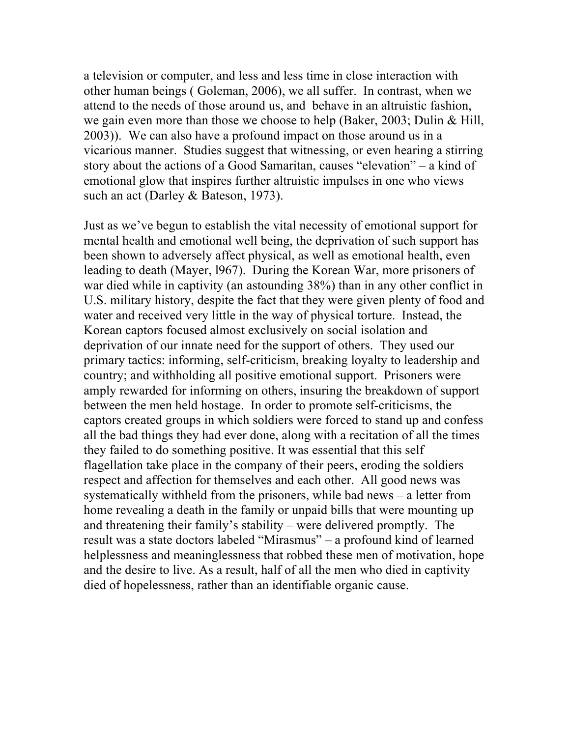a television or computer, and less and less time in close interaction with other human beings ( Goleman, 2006), we all suffer.  In contrast, when we attend to the needs of those around us, and  behave in an altruistic fashion, we gain even more than those we choose to help (Baker, 2003; Dulin & Hill, 2003)).  We can also have a profound impact on those around us in a vicarious manner.  Studies suggest that witnessing, or even hearing a stirring story about the actions of a Good Samaritan, causes "elevation" – a kind of emotional glow that inspires further altruistic impulses in one who views such an act (Darley & Bateson, 1973).

Just as we've begun to establish the vital necessity of emotional support for mental health and emotional well being, the deprivation of such support has been shown to adversely affect physical, as well as emotional health, even leading to death (Mayer, l967).  During the Korean War, more prisoners of war died while in captivity (an astounding 38%) than in any other conflict in U.S. military history, despite the fact that they were given plenty of food and water and received very little in the way of physical torture.  Instead, the Korean captors focused almost exclusively on social isolation and deprivation of our innate need for the support of others.  They used our primary tactics: informing, self-criticism, breaking loyalty to leadership and country; and withholding all positive emotional support.  Prisoners were amply rewarded for informing on others, insuring the breakdown of support between the men held hostage.  In order to promote self-criticisms, the captors created groups in which soldiers were forced to stand up and confess all the bad things they had ever done, along with a recitation of all the times they failed to do something positive. It was essential that this self flagellation take place in the company of their peers, eroding the soldiers respect and affection for themselves and each other.  All good news was systematically withheld from the prisoners, while bad news – a letter from home revealing a death in the family or unpaid bills that were mounting up and threatening their family's stability – were delivered promptly.  The result was a state doctors labeled "Mirasmus" – a profound kind of learned helplessness and meaninglessness that robbed these men of motivation, hope and the desire to live. As a result, half of all the men who died in captivity died of hopelessness, rather than an identifiable organic cause.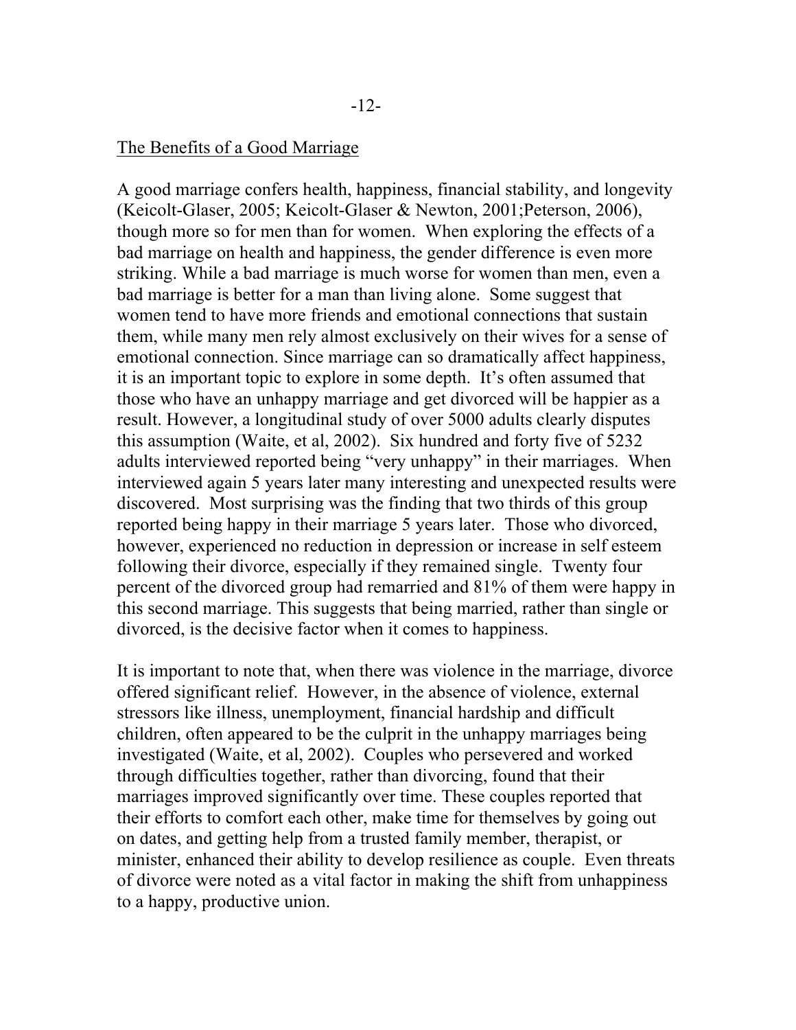## The Benefits of a Good Marriage

A good marriage confers health, happiness, financial stability, and longevity (Keicolt-Glaser, 2005; Keicolt-Glaser & Newton, 2001;Peterson, 2006), though more so for men than for women. When exploring the effects of a bad marriage on health and happiness, the gender difference is even more striking. While a bad marriage is much worse for women than men, even a bad marriage is better for a man than living alone. Some suggest that women tend to have more friends and emotional connections that sustain them, while many men rely almost exclusively on their wives for a sense of emotional connection. Since marriage can so dramatically affect happiness, it is an important topic to explore in some depth. It's often assumed that those who have an unhappy marriage and get divorced will be happier as a result. However, a longitudinal study of over 5000 adults clearly disputes this assumption (Waite, et al, 2002). Six hundred and forty five of 5232 adults interviewed reported being "very unhappy" in their marriages. When interviewed again 5 years later many interesting and unexpected results were discovered. Most surprising was the finding that two thirds of this group reported being happy in their marriage 5 years later. Those who divorced, however, experienced no reduction in depression or increase in self esteem following their divorce, especially if they remained single. Twenty four percent of the divorced group had remarried and 81% of them were happy in this second marriage. This suggests that being married, rather than single or divorced, is the decisive factor when it comes to happiness.

It is important to note that, when there was violence in the marriage, divorce offered significant relief. However, in the absence of violence, external stressors like illness, unemployment, financial hardship and difficult children, often appeared to be the culprit in the unhappy marriages being investigated (Waite, et al, 2002). Couples who persevered and worked through difficulties together, rather than divorcing, found that their marriages improved significantly over time. These couples reported that their efforts to comfort each other, make time for themselves by going out on dates, and getting help from a trusted family member, therapist, or minister, enhanced their ability to develop resilience as couple. Even threats of divorce were noted as a vital factor in making the shift from unhappiness to a happy, productive union.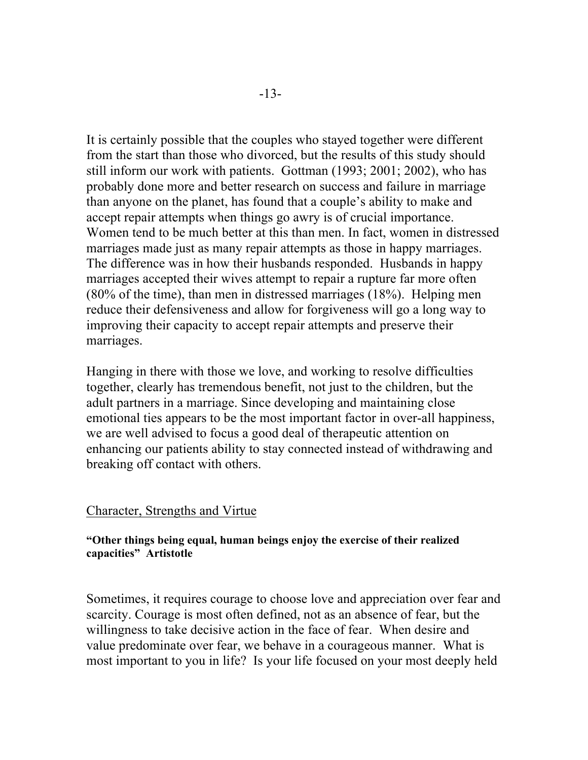It is certainly possible that the couples who stayed together were different from the start than those who divorced, but the results of this study should still inform our work with patients. Gottman (1993; 2001; 2002), who has probably done more and better research on success and failure in marriage than anyone on the planet, has found that a couple's ability to make and accept repair attempts when things go awry is of crucial importance. Women tend to be much better at this than men. In fact, women in distressed marriages made just as many repair attempts as those in happy marriages. The difference was in how their husbands responded. Husbands in happy marriages accepted their wives attempt to repair a rupture far more often (80% of the time), than men in distressed marriages (18%). Helping men reduce their defensiveness and allow for forgiveness will go a long way to improving their capacity to accept repair attempts and preserve their marriages.

Hanging in there with those we love, and working to resolve difficulties together, clearly has tremendous benefit, not just to the children, but the adult partners in a marriage. Since developing and maintaining close emotional ties appears to be the most important factor in over-all happiness, we are well advised to focus a good deal of therapeutic attention on enhancing our patients ability to stay connected instead of withdrawing and breaking off contact with others.

## Character, Strengths and Virtue

**"Other things being equal, human beings enjoy the exercise of their realized capacities" Artistotle**

Sometimes, it requires courage to choose love and appreciation over fear and scarcity. Courage is most often defined, not as an absence of fear, but the willingness to take decisive action in the face of fear. When desire and value predominate over fear, we behave in a courageous manner. What is most important to you in life? Is your life focused on your most deeply held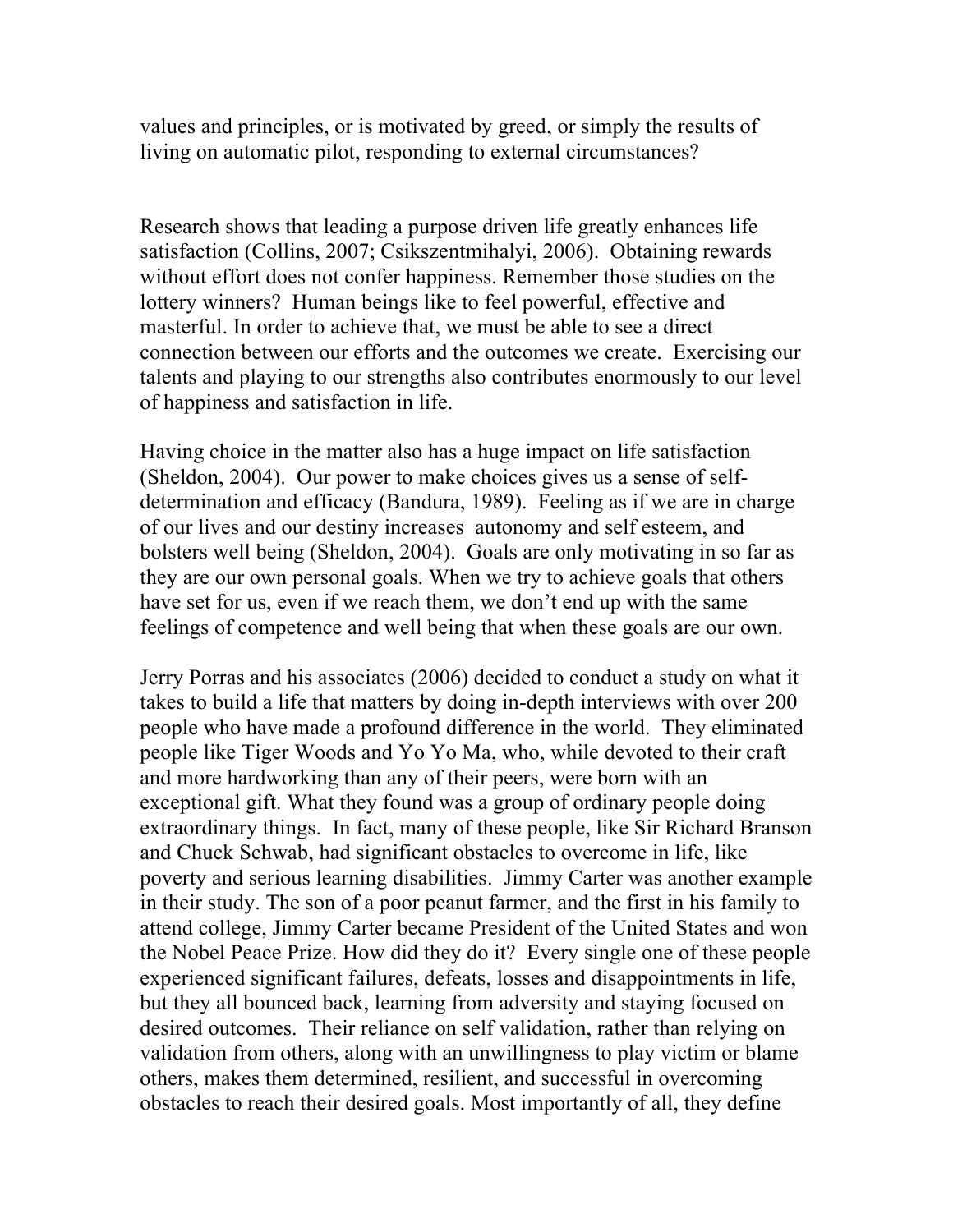values and principles, or is motivated by greed, or simply the results of living on automatic pilot, responding to external circumstances?

Research shows that leading a purpose driven life greatly enhances life satisfaction (Collins, 2007; Csikszentmihalyi, 2006). Obtaining rewards without effort does not confer happiness. Remember those studies on the lottery winners? Human beings like to feel powerful, effective and masterful. In order to achieve that, we must be able to see a direct connection between our efforts and the outcomes we create. Exercising our talents and playing to our strengths also contributes enormously to our level of happiness and satisfaction in life.

Having choice in the matter also has a huge impact on life satisfaction (Sheldon, 2004). Our power to make choices gives us a sense of self-determination and efficacy (Bandura, 1989). Feeling as if we are in charge of our lives and our destiny increases autonomy and self esteem, and bolsters well being (Sheldon, 2004). Goals are only motivating in so far as they are our own personal goals. When we try to achieve goals that others have set for us, even if we reach them, we don't end up with the same feelings of competence and well being that when these goals are our own.

Jerry Porras and his associates (2006) decided to conduct a study on what it takes to build a life that matters by doing in-depth interviews with over 200 people who have made a profound difference in the world. They eliminated people like Tiger Woods and Yo Yo Ma, who, while devoted to their craft and more hardworking than any of their peers, were born with an exceptional gift. What they found was a group of ordinary people doing extraordinary things. In fact, many of these people, like Sir Richard Branson and Chuck Schwab, had significant obstacles to overcome in life, like poverty and serious learning disabilities. Jimmy Carter was another example in their study. The son of a poor peanut farmer, and the first in his family to attend college, Jimmy Carter became President of the United States and won the Nobel Peace Prize. How did they do it? Every single one of these people experienced significant failures, defeats, losses and disappointments in life, but they all bounced back, learning from adversity and staying focused on desired outcomes. Their reliance on self validation, rather than relying on validation from others, along with an unwillingness to play victim or blame others, makes them determined, resilient, and successful in overcoming obstacles to reach their desired goals. Most importantly of all, they define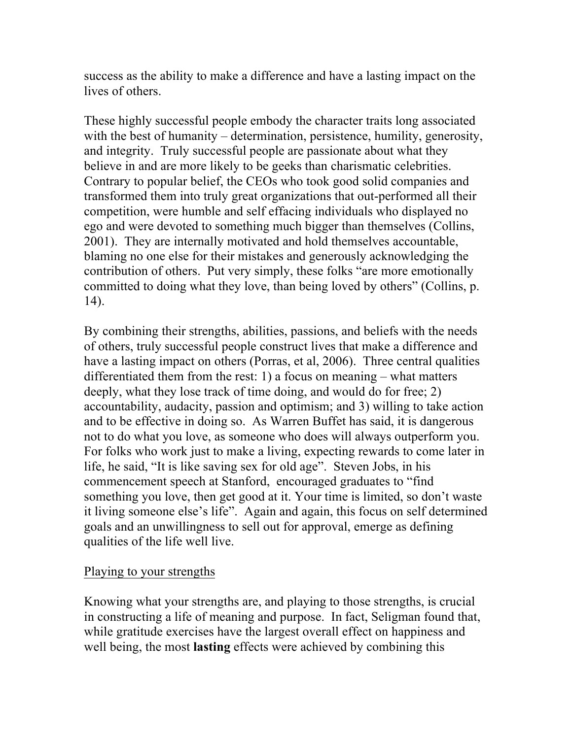success as the ability to make a difference and have a lasting impact on the lives of others.

These highly successful people embody the character traits long associated with the best of humanity – determination, persistence, humility, generosity, and integrity. Truly successful people are passionate about what they believe in and are more likely to be geeks than charismatic celebrities. Contrary to popular belief, the CEOs who took good solid companies and transformed them into truly great organizations that out-performed all their competition, were humble and self effacing individuals who displayed no ego and were devoted to something much bigger than themselves (Collins, 2001). They are internally motivated and hold themselves accountable, blaming no one else for their mistakes and generously acknowledging the contribution of others. Put very simply, these folks "are more emotionally committed to doing what they love, than being loved by others" (Collins, p. 14).

By combining their strengths, abilities, passions, and beliefs with the needs of others, truly successful people construct lives that make a difference and have a lasting impact on others (Porras, et al, 2006). Three central qualities differentiated them from the rest: 1) a focus on meaning – what matters deeply, what they lose track of time doing, and would do for free; 2) accountability, audacity, passion and optimism; and 3) willing to take action and to be effective in doing so. As Warren Buffet has said, it is dangerous not to do what you love, as someone who does will always outperform you. For folks who work just to make a living, expecting rewards to come later in life, he said, "It is like saving sex for old age". Steven Jobs, in his commencement speech at Stanford, encouraged graduates to "find something you love, then get good at it. Your time is limited, so don't waste it living someone else's life". Again and again, this focus on self determined goals and an unwillingness to sell out for approval, emerge as defining qualities of the life well live.

<u>Playing to your strengths</u>

Knowing what your strengths are, and playing to those strengths, is crucial in constructing a life of meaning and purpose. In fact, Seligman found that, while gratitude exercises have the largest overall effect on happiness and well being, the most **lasting** effects were achieved by combining this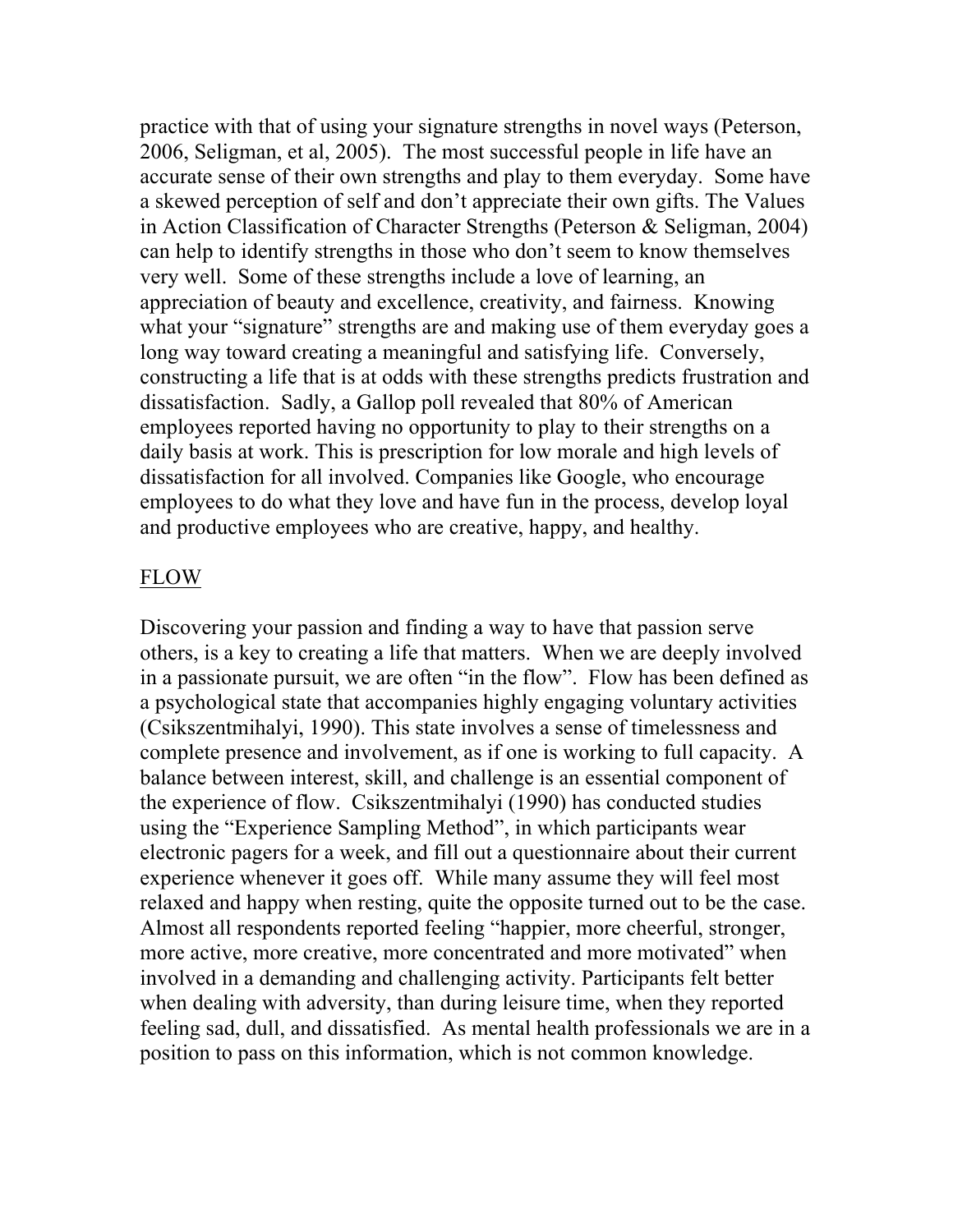practice with that of using your signature strengths in novel ways (Peterson, 2006, Seligman, et al, 2005). The most successful people in life have an accurate sense of their own strengths and play to them everyday. Some have a skewed perception of self and don't appreciate their own gifts. The Values in Action Classification of Character Strengths (Peterson & Seligman, 2004) can help to identify strengths in those who don't seem to know themselves very well. Some of these strengths include a love of learning, an appreciation of beauty and excellence, creativity, and fairness. Knowing what your "signature" strengths are and making use of them everyday goes a long way toward creating a meaningful and satisfying life. Conversely, constructing a life that is at odds with these strengths predicts frustration and dissatisfaction. Sadly, a Gallop poll revealed that 80% of American employees reported having no opportunity to play to their strengths on a daily basis at work. This is prescription for low morale and high levels of dissatisfaction for all involved. Companies like Google, who encourage employees to do what they love and have fun in the process, develop loyal and productive employees who are creative, happy, and healthy.

## FLOW

Discovering your passion and finding a way to have that passion serve others, is a key to creating a life that matters. When we are deeply involved in a passionate pursuit, we are often "in the flow". Flow has been defined as a psychological state that accompanies highly engaging voluntary activities (Csikszentmihalyi, 1990). This state involves a sense of timelessness and complete presence and involvement, as if one is working to full capacity. A balance between interest, skill, and challenge is an essential component of the experience of flow. Csikszentmihalyi (1990) has conducted studies using the "Experience Sampling Method", in which participants wear electronic pagers for a week, and fill out a questionnaire about their current experience whenever it goes off. While many assume they will feel most relaxed and happy when resting, quite the opposite turned out to be the case. Almost all respondents reported feeling "happier, more cheerful, stronger, more active, more creative, more concentrated and more motivated" when involved in a demanding and challenging activity. Participants felt better when dealing with adversity, than during leisure time, when they reported feeling sad, dull, and dissatisfied. As mental health professionals we are in a position to pass on this information, which is not common knowledge.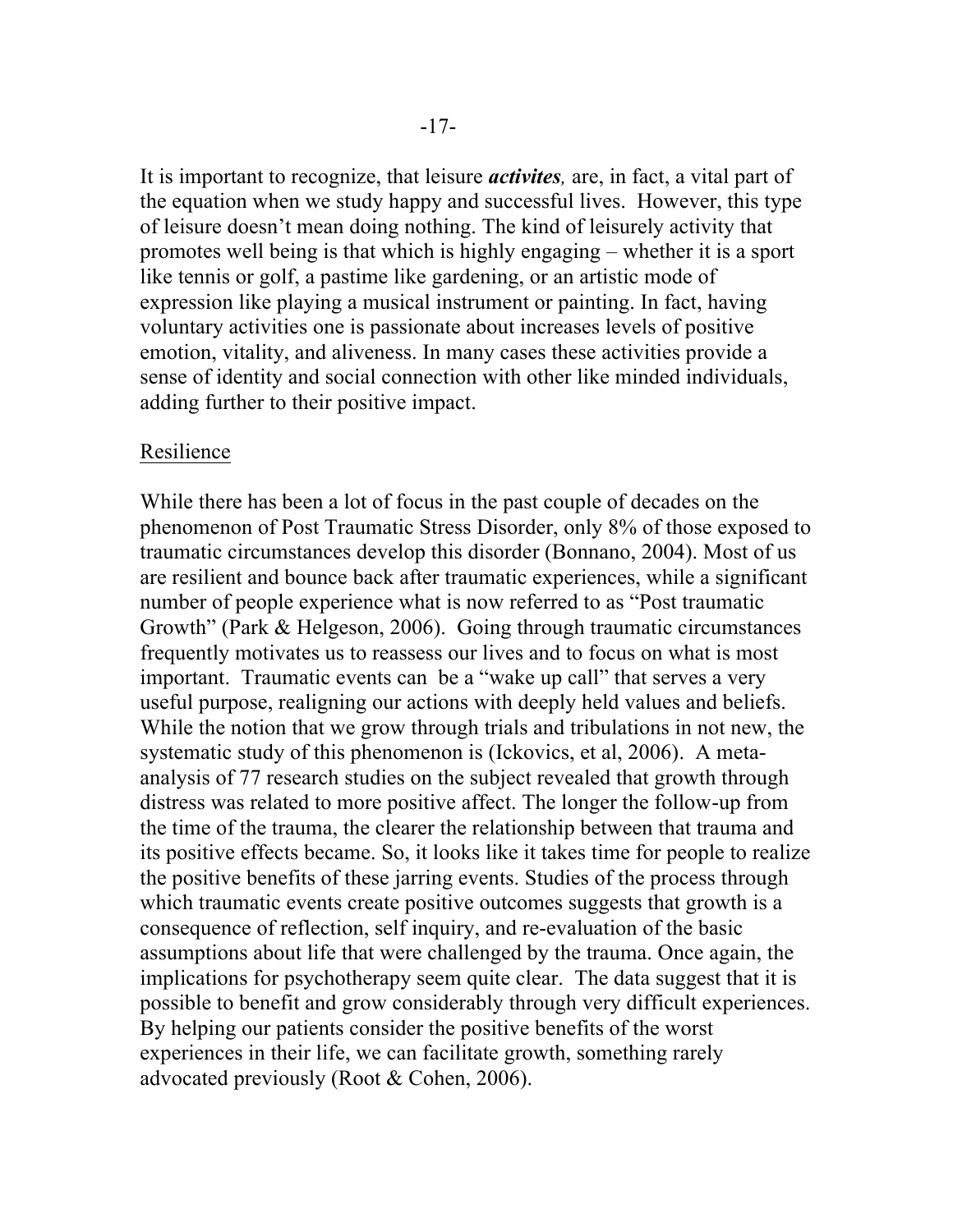It is important to recognize, that leisure ***activites****,* are, in fact, a vital part of the equation when we study happy and successful lives. However, this type of leisure doesn't mean doing nothing. The kind of leisurely activity that promotes well being is that which is highly engaging – whether it is a sport like tennis or golf, a pastime like gardening, or an artistic mode of expression like playing a musical instrument or painting. In fact, having voluntary activities one is passionate about increases levels of positive emotion, vitality, and aliveness. In many cases these activities provide a sense of identity and social connection with other like minded individuals, adding further to their positive impact.

<u>Resilience</u>

While there has been a lot of focus in the past couple of decades on the phenomenon of Post Traumatic Stress Disorder, only 8% of those exposed to traumatic circumstances develop this disorder (Bonnano, 2004). Most of us are resilient and bounce back after traumatic experiences, while a significant number of people experience what is now referred to as "Post traumatic Growth" (Park & Helgeson, 2006). Going through traumatic circumstances frequently motivates us to reassess our lives and to focus on what is most important. Traumatic events can be a "wake up call" that serves a very useful purpose, realigning our actions with deeply held values and beliefs. While the notion that we grow through trials and tribulations in not new, the systematic study of this phenomenon is (Ickovics, et al, 2006). A meta-analysis of 77 research studies on the subject revealed that growth through distress was related to more positive affect. The longer the follow-up from the time of the trauma, the clearer the relationship between that trauma and its positive effects became. So, it looks like it takes time for people to realize the positive benefits of these jarring events. Studies of the process through which traumatic events create positive outcomes suggests that growth is a consequence of reflection, self inquiry, and re-evaluation of the basic assumptions about life that were challenged by the trauma. Once again, the implications for psychotherapy seem quite clear. The data suggest that it is possible to benefit and grow considerably through very difficult experiences. By helping our patients consider the positive benefits of the worst experiences in their life, we can facilitate growth, something rarely advocated previously (Root & Cohen, 2006).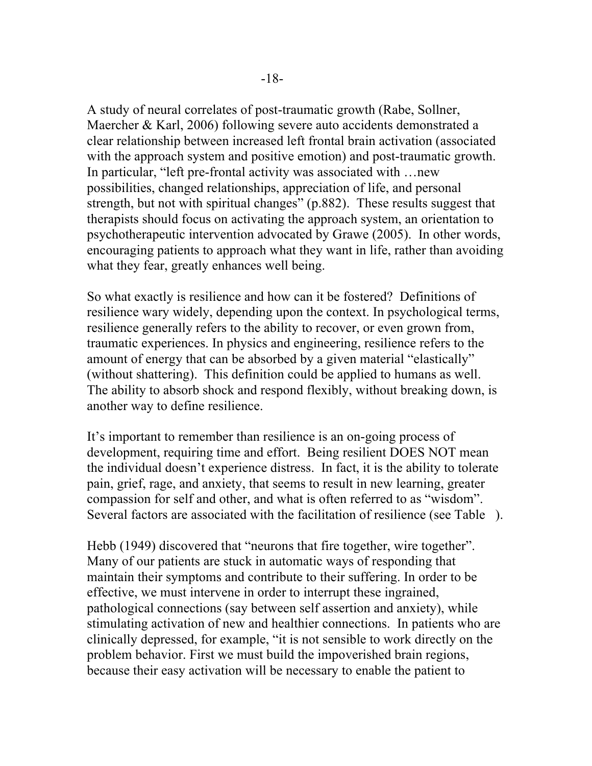A study of neural correlates of post-traumatic growth (Rabe, Sollner, Maercher & Karl, 2006) following severe auto accidents demonstrated a clear relationship between increased left frontal brain activation (associated with the approach system and positive emotion) and post-traumatic growth. In particular, "left pre-frontal activity was associated with …new possibilities, changed relationships, appreciation of life, and personal strength, but not with spiritual changes" (p.882). These results suggest that therapists should focus on activating the approach system, an orientation to psychotherapeutic intervention advocated by Grawe (2005). In other words, encouraging patients to approach what they want in life, rather than avoiding what they fear, greatly enhances well being.

So what exactly is resilience and how can it be fostered? Definitions of resilience wary widely, depending upon the context. In psychological terms, resilience generally refers to the ability to recover, or even grown from, traumatic experiences. In physics and engineering, resilience refers to the amount of energy that can be absorbed by a given material "elastically" (without shattering). This definition could be applied to humans as well. The ability to absorb shock and respond flexibly, without breaking down, is another way to define resilience.

It's important to remember than resilience is an on-going process of development, requiring time and effort. Being resilient DOES NOT mean the individual doesn't experience distress. In fact, it is the ability to tolerate pain, grief, rage, and anxiety, that seems to result in new learning, greater compassion for self and other, and what is often referred to as "wisdom". Several factors are associated with the facilitation of resilience (see Table ).

Hebb (1949) discovered that "neurons that fire together, wire together". Many of our patients are stuck in automatic ways of responding that maintain their symptoms and contribute to their suffering. In order to be effective, we must intervene in order to interrupt these ingrained, pathological connections (say between self assertion and anxiety), while stimulating activation of new and healthier connections. In patients who are clinically depressed, for example, "it is not sensible to work directly on the problem behavior. First we must build the impoverished brain regions, because their easy activation will be necessary to enable the patient to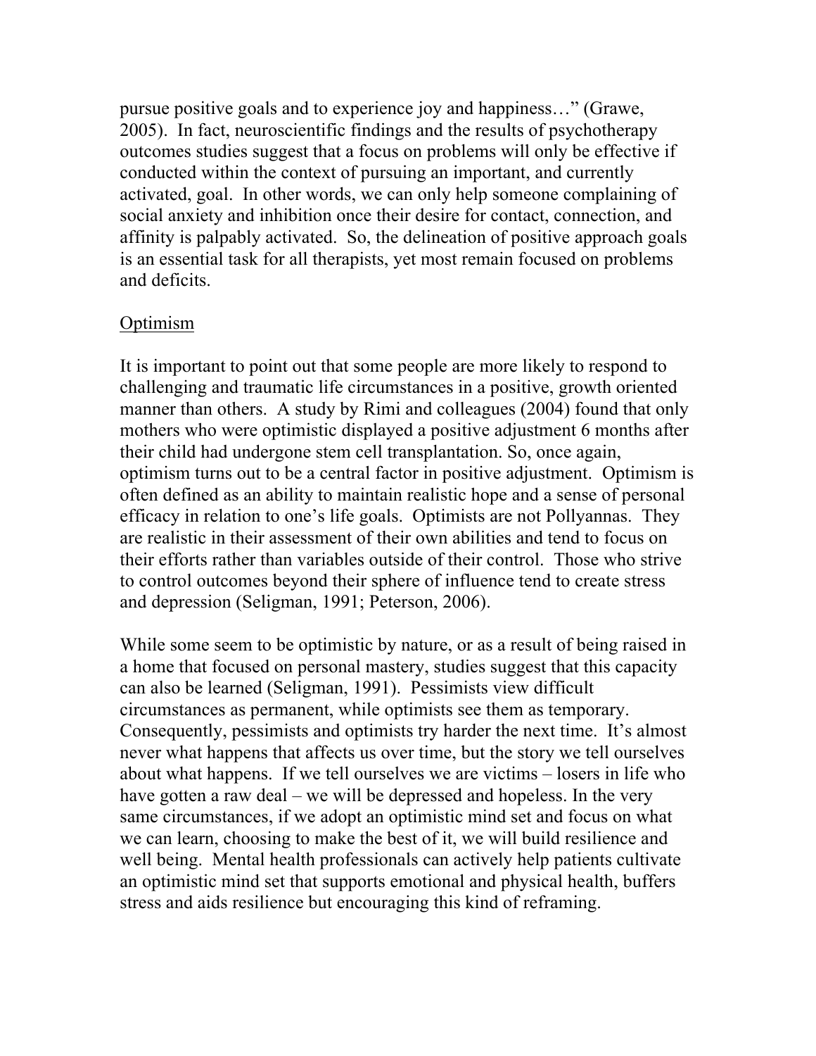pursue positive goals and to experience joy and happiness…" (Grawe, 2005). In fact, neuroscientific findings and the results of psychotherapy outcomes studies suggest that a focus on problems will only be effective if conducted within the context of pursuing an important, and currently activated, goal. In other words, we can only help someone complaining of social anxiety and inhibition once their desire for contact, connection, and affinity is palpably activated. So, the delineation of positive approach goals is an essential task for all therapists, yet most remain focused on problems and deficits.

## Optimism

It is important to point out that some people are more likely to respond to challenging and traumatic life circumstances in a positive, growth oriented manner than others. A study by Rimi and colleagues (2004) found that only mothers who were optimistic displayed a positive adjustment 6 months after their child had undergone stem cell transplantation. So, once again, optimism turns out to be a central factor in positive adjustment. Optimism is often defined as an ability to maintain realistic hope and a sense of personal efficacy in relation to one's life goals. Optimists are not Pollyannas. They are realistic in their assessment of their own abilities and tend to focus on their efforts rather than variables outside of their control. Those who strive to control outcomes beyond their sphere of influence tend to create stress and depression (Seligman, 1991; Peterson, 2006).

While some seem to be optimistic by nature, or as a result of being raised in a home that focused on personal mastery, studies suggest that this capacity can also be learned (Seligman, 1991). Pessimists view difficult circumstances as permanent, while optimists see them as temporary. Consequently, pessimists and optimists try harder the next time. It's almost never what happens that affects us over time, but the story we tell ourselves about what happens. If we tell ourselves we are victims – losers in life who have gotten a raw deal – we will be depressed and hopeless. In the very same circumstances, if we adopt an optimistic mind set and focus on what we can learn, choosing to make the best of it, we will build resilience and well being. Mental health professionals can actively help patients cultivate an optimistic mind set that supports emotional and physical health, buffers stress and aids resilience but encouraging this kind of reframing.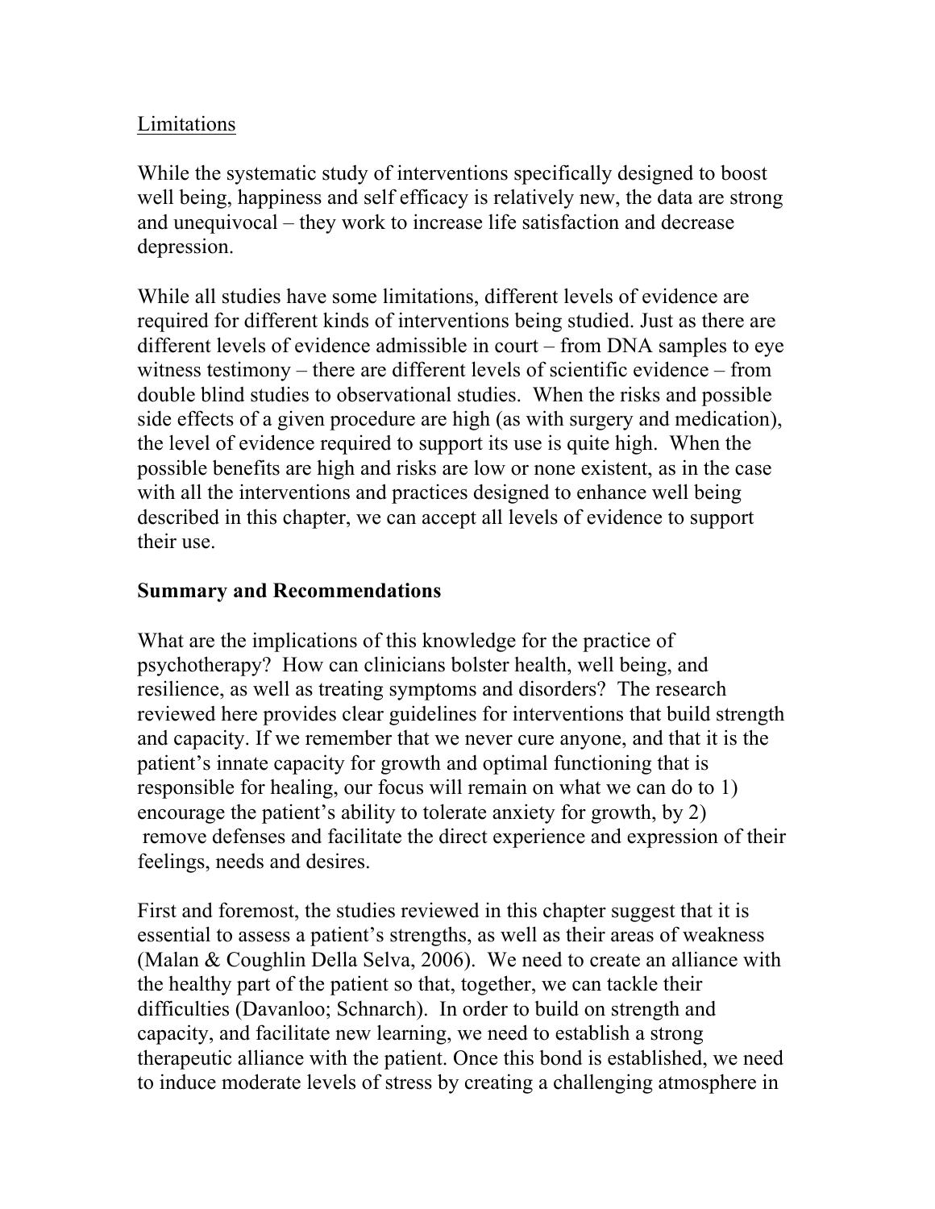Limitations

While the systematic study of interventions specifically designed to boost well being, happiness and self efficacy is relatively new, the data are strong and unequivocal – they work to increase life satisfaction and decrease depression.

While all studies have some limitations, different levels of evidence are required for different kinds of interventions being studied. Just as there are different levels of evidence admissible in court – from DNA samples to eye witness testimony – there are different levels of scientific evidence – from double blind studies to observational studies. When the risks and possible side effects of a given procedure are high (as with surgery and medication), the level of evidence required to support its use is quite high. When the possible benefits are high and risks are low or none existent, as in the case with all the interventions and practices designed to enhance well being described in this chapter, we can accept all levels of evidence to support their use.

## Summary and Recommendations

What are the implications of this knowledge for the practice of psychotherapy? How can clinicians bolster health, well being, and resilience, as well as treating symptoms and disorders? The research reviewed here provides clear guidelines for interventions that build strength and capacity. If we remember that we never cure anyone, and that it is the patient's innate capacity for growth and optimal functioning that is responsible for healing, our focus will remain on what we can do to 1) encourage the patient's ability to tolerate anxiety for growth, by 2) remove defenses and facilitate the direct experience and expression of their feelings, needs and desires.

First and foremost, the studies reviewed in this chapter suggest that it is essential to assess a patient's strengths, as well as their areas of weakness (Malan & Coughlin Della Selva, 2006). We need to create an alliance with the healthy part of the patient so that, together, we can tackle their difficulties (Davanloo; Schnarch). In order to build on strength and capacity, and facilitate new learning, we need to establish a strong therapeutic alliance with the patient. Once this bond is established, we need to induce moderate levels of stress by creating a challenging atmosphere in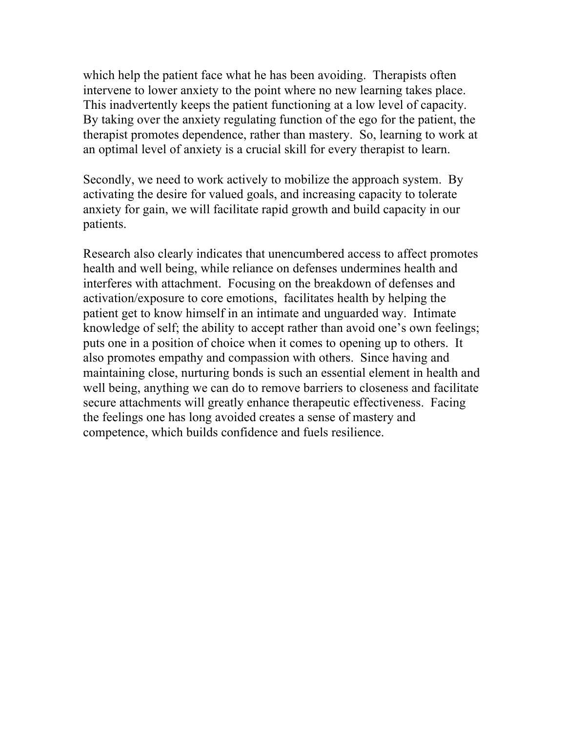which help the patient face what he has been avoiding. Therapists often intervene to lower anxiety to the point where no new learning takes place. This inadvertently keeps the patient functioning at a low level of capacity. By taking over the anxiety regulating function of the ego for the patient, the therapist promotes dependence, rather than mastery. So, learning to work at an optimal level of anxiety is a crucial skill for every therapist to learn.

Secondly, we need to work actively to mobilize the approach system. By activating the desire for valued goals, and increasing capacity to tolerate anxiety for gain, we will facilitate rapid growth and build capacity in our patients.

Research also clearly indicates that unencumbered access to affect promotes health and well being, while reliance on defenses undermines health and interferes with attachment. Focusing on the breakdown of defenses and activation/exposure to core emotions, facilitates health by helping the patient get to know himself in an intimate and unguarded way. Intimate knowledge of self; the ability to accept rather than avoid one's own feelings; puts one in a position of choice when it comes to opening up to others. It also promotes empathy and compassion with others. Since having and maintaining close, nurturing bonds is such an essential element in health and well being, anything we can do to remove barriers to closeness and facilitate secure attachments will greatly enhance therapeutic effectiveness. Facing the feelings one has long avoided creates a sense of mastery and competence, which builds confidence and fuels resilience.